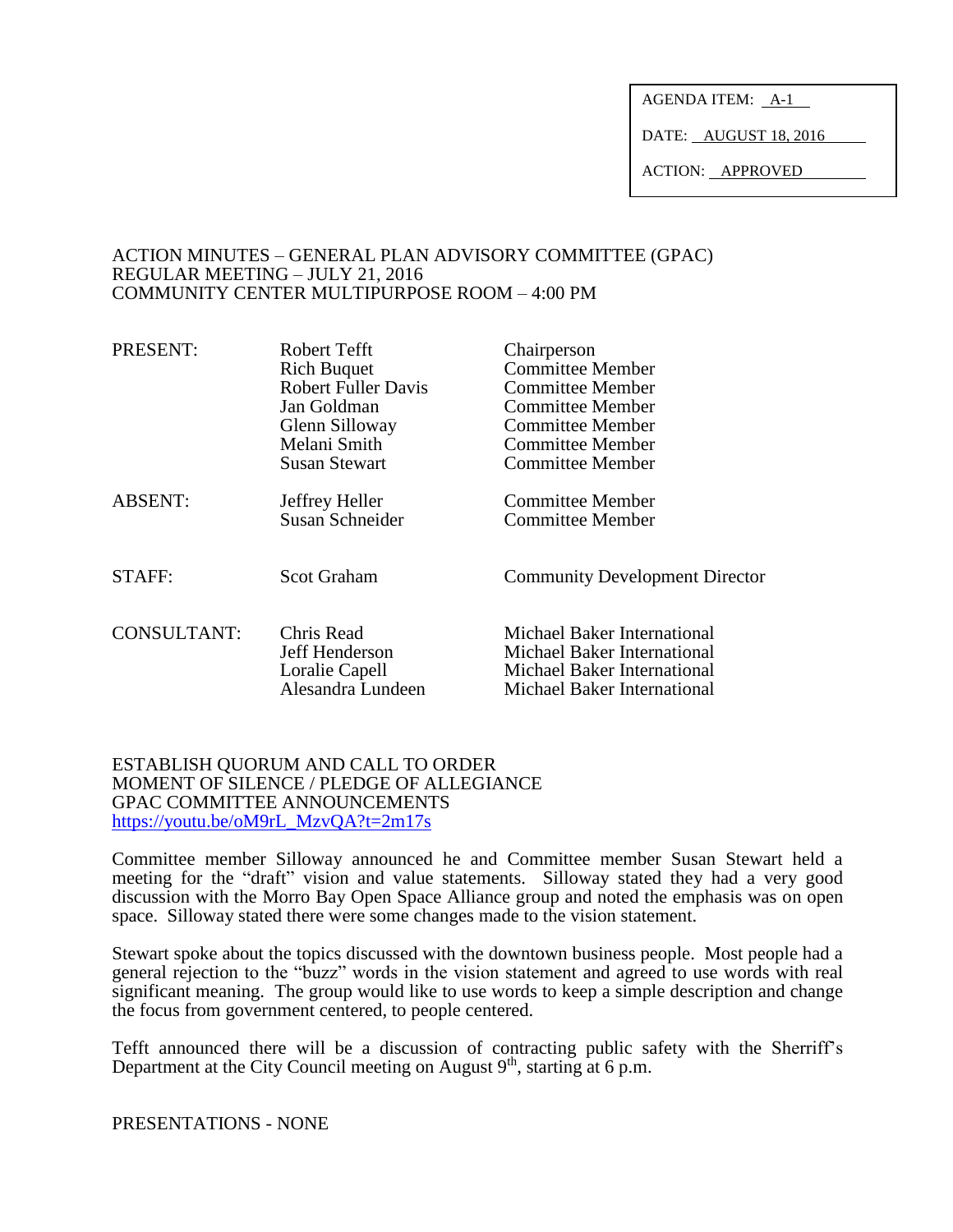AGENDA ITEM: A-1

DATE: AUGUST 18, 2016

ACTION: APPROVED

ACTION MINUTES – GENERAL PLAN ADVISORY COMMITTEE (GPAC)
REGULAR MEETING – JULY 21, 2016
COMMUNITY CENTER MULTIPURPOSE ROOM – 4:00 PM

| | | |
|---|---|---|
| PRESENT: | Robert Tefft | Chairperson |
| | Rich Buquet | Committee Member |
| | Robert Fuller Davis | Committee Member |
| | Jan Goldman | Committee Member |
| | Glenn Silloway | Committee Member |
| | Melani Smith | Committee Member |
| | Susan Stewart | Committee Member |
| ABSENT: | Jeffrey Heller | Committee Member |
| | Susan Schneider | Committee Member |
| STAFF: | Scot Graham | Community Development Director |
| CONSULTANT: | Chris Read | Michael Baker International |
| | Jeff Henderson | Michael Baker International |
| | Loralie Capell | Michael Baker International |
| | Alesandra Lundeen | Michael Baker International |

ESTABLISH QUORUM AND CALL TO ORDER
MOMENT OF SILENCE / PLEDGE OF ALLEGIANCE
GPAC COMMITTEE ANNOUNCEMENTS
https://youtu.be/oM9rL_MzvQA?t=2m17s

Committee member Silloway announced he and Committee member Susan Stewart held a meeting for the "draft" vision and value statements. Silloway stated they had a very good discussion with the Morro Bay Open Space Alliance group and noted the emphasis was on open space. Silloway stated there were some changes made to the vision statement.

Stewart spoke about the topics discussed with the downtown business people. Most people had a general rejection to the "buzz" words in the vision statement and agreed to use words with real significant meaning. The group would like to use words to keep a simple description and change the focus from government centered, to people centered.

Tefft announced there will be a discussion of contracting public safety with the Sherriff's Department at the City Council meeting on August 9th, starting at 6 p.m.

PRESENTATIONS - NONE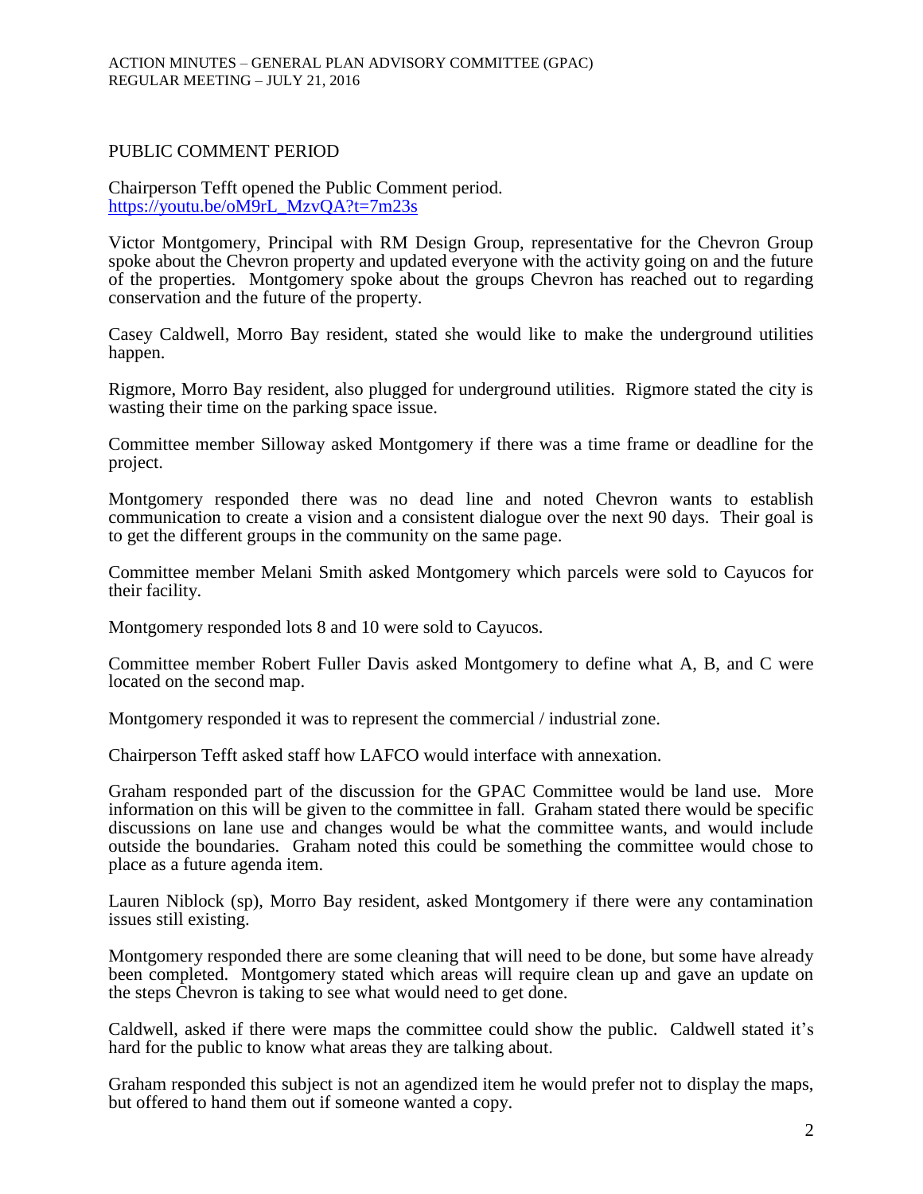## PUBLIC COMMENT PERIOD

Chairperson Tefft opened the Public Comment period.
https://youtu.be/oM9rL_MzvQA?t=7m23s

Victor Montgomery, Principal with RM Design Group, representative for the Chevron Group spoke about the Chevron property and updated everyone with the activity going on and the future of the properties. Montgomery spoke about the groups Chevron has reached out to regarding conservation and the future of the property.

Casey Caldwell, Morro Bay resident, stated she would like to make the underground utilities happen.

Rigmore, Morro Bay resident, also plugged for underground utilities. Rigmore stated the city is wasting their time on the parking space issue.

Committee member Silloway asked Montgomery if there was a time frame or deadline for the project.

Montgomery responded there was no dead line and noted Chevron wants to establish communication to create a vision and a consistent dialogue over the next 90 days. Their goal is to get the different groups in the community on the same page.

Committee member Melani Smith asked Montgomery which parcels were sold to Cayucos for their facility.

Montgomery responded lots 8 and 10 were sold to Cayucos.

Committee member Robert Fuller Davis asked Montgomery to define what A, B, and C were located on the second map.

Montgomery responded it was to represent the commercial / industrial zone.

Chairperson Tefft asked staff how LAFCO would interface with annexation.

Graham responded part of the discussion for the GPAC Committee would be land use. More information on this will be given to the committee in fall. Graham stated there would be specific discussions on lane use and changes would be what the committee wants, and would include outside the boundaries. Graham noted this could be something the committee would chose to place as a future agenda item.

Lauren Niblock (sp), Morro Bay resident, asked Montgomery if there were any contamination issues still existing.

Montgomery responded there are some cleaning that will need to be done, but some have already been completed. Montgomery stated which areas will require clean up and gave an update on the steps Chevron is taking to see what would need to get done.

Caldwell, asked if there were maps the committee could show the public. Caldwell stated it's hard for the public to know what areas they are talking about.

Graham responded this subject is not an agendized item he would prefer not to display the maps, but offered to hand them out if someone wanted a copy.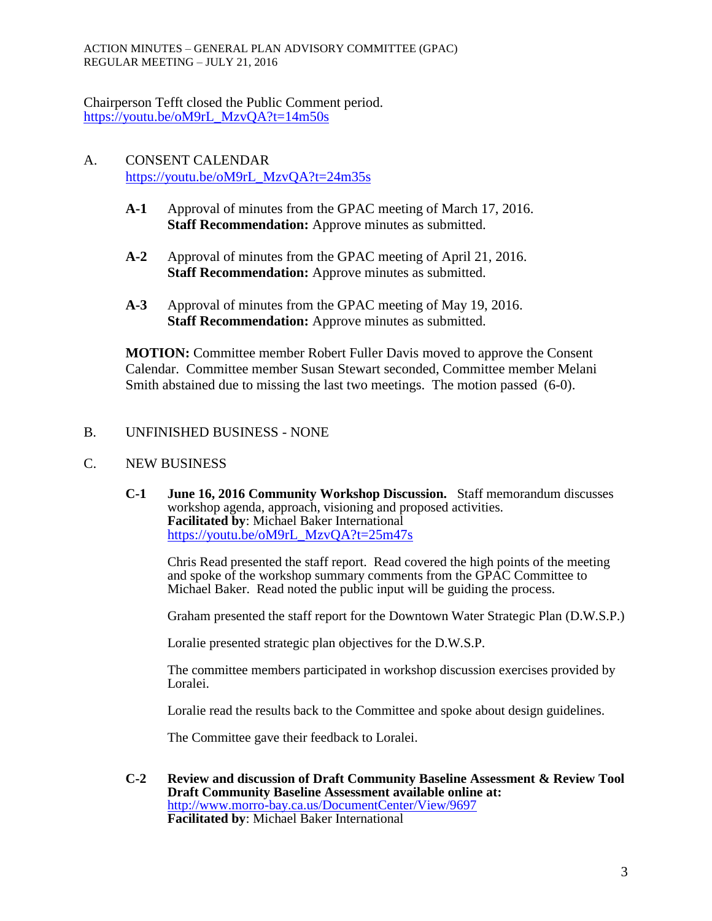Chairperson Tefft closed the Public Comment period.
https://youtu.be/oM9rL_MzvQA?t=14m50s

A. CONSENT CALENDAR
https://youtu.be/oM9rL_MzvQA?t=24m35s

**A-1** Approval of minutes from the GPAC meeting of March 17, 2016.
**Staff Recommendation:** Approve minutes as submitted.

**A-2** Approval of minutes from the GPAC meeting of April 21, 2016.
**Staff Recommendation:** Approve minutes as submitted.

**A-3** Approval of minutes from the GPAC meeting of May 19, 2016.
**Staff Recommendation:** Approve minutes as submitted.

**MOTION:** Committee member Robert Fuller Davis moved to approve the Consent Calendar. Committee member Susan Stewart seconded, Committee member Melani Smith abstained due to missing the last two meetings. The motion passed (6-0).

B. UNFINISHED BUSINESS - NONE

C. NEW BUSINESS

**C-1** **June 16, 2016 Community Workshop Discussion.** Staff memorandum discusses workshop agenda, approach, visioning and proposed activities.
**Facilitated by**: Michael Baker International
https://youtu.be/oM9rL_MzvQA?t=25m47s

Chris Read presented the staff report. Read covered the high points of the meeting and spoke of the workshop summary comments from the GPAC Committee to Michael Baker. Read noted the public input will be guiding the process.

Graham presented the staff report for the Downtown Water Strategic Plan (D.W.S.P.)

Loralie presented strategic plan objectives for the D.W.S.P.

The committee members participated in workshop discussion exercises provided by Loralei.

Loralie read the results back to the Committee and spoke about design guidelines.

The Committee gave their feedback to Loralei.

**C-2** **Review and discussion of Draft Community Baseline Assessment & Review Tool Draft Community Baseline Assessment available online at:**
http://www.morro-bay.ca.us/DocumentCenter/View/9697
**Facilitated by**: Michael Baker International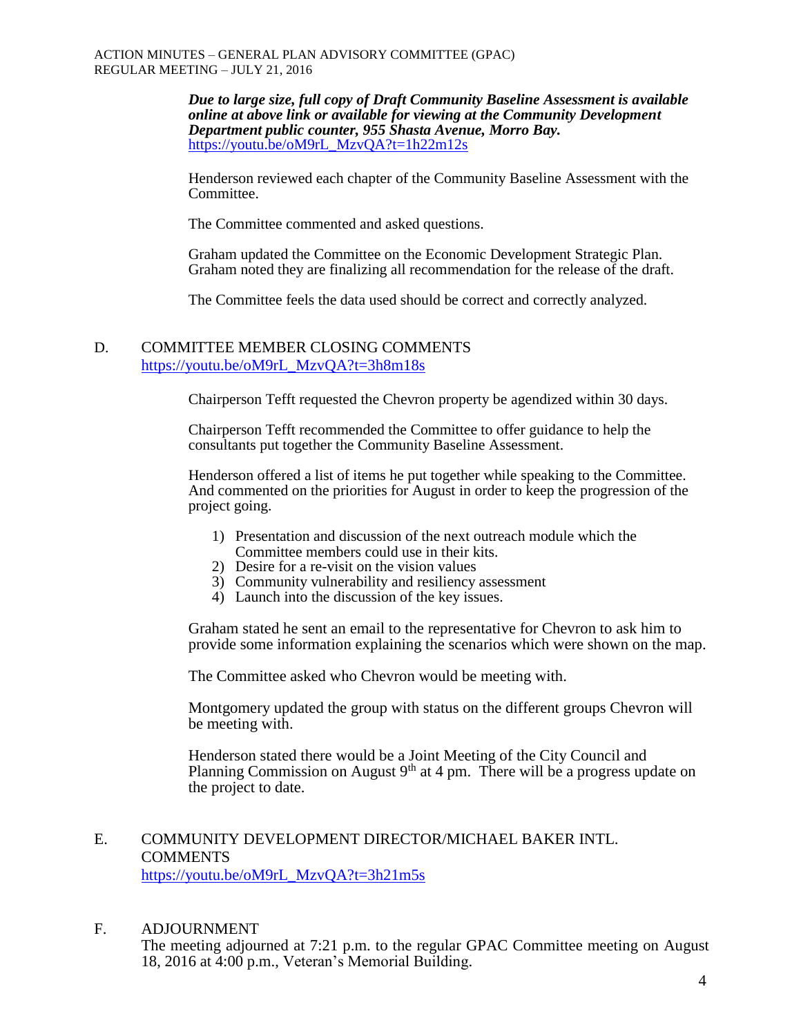***Due to large size, full copy of Draft Community Baseline Assessment is available online at above link or available for viewing at the Community Development Department public counter, 955 Shasta Avenue, Morro Bay.***
https://youtu.be/oM9rL_MzvQA?t=1h22m12s

Henderson reviewed each chapter of the Community Baseline Assessment with the Committee.

The Committee commented and asked questions.

Graham updated the Committee on the Economic Development Strategic Plan. Graham noted they are finalizing all recommendation for the release of the draft.

The Committee feels the data used should be correct and correctly analyzed.

## D. COMMITTEE MEMBER CLOSING COMMENTS

https://youtu.be/oM9rL_MzvQA?t=3h8m18s

Chairperson Tefft requested the Chevron property be agendized within 30 days.

Chairperson Tefft recommended the Committee to offer guidance to help the consultants put together the Community Baseline Assessment.

Henderson offered a list of items he put together while speaking to the Committee. And commented on the priorities for August in order to keep the progression of the project going.

1) Presentation and discussion of the next outreach module which the Committee members could use in their kits.
2) Desire for a re-visit on the vision values
3) Community vulnerability and resiliency assessment
4) Launch into the discussion of the key issues.

Graham stated he sent an email to the representative for Chevron to ask him to provide some information explaining the scenarios which were shown on the map.

The Committee asked who Chevron would be meeting with.

Montgomery updated the group with status on the different groups Chevron will be meeting with.

Henderson stated there would be a Joint Meeting of the City Council and Planning Commission on August 9th at 4 pm. There will be a progress update on the project to date.

## E. COMMUNITY DEVELOPMENT DIRECTOR/MICHAEL BAKER INTL. COMMENTS

https://youtu.be/oM9rL_MzvQA?t=3h21m5s

## F. ADJOURNMENT

The meeting adjourned at 7:21 p.m. to the regular GPAC Committee meeting on August 18, 2016 at 4:00 p.m., Veteran's Memorial Building.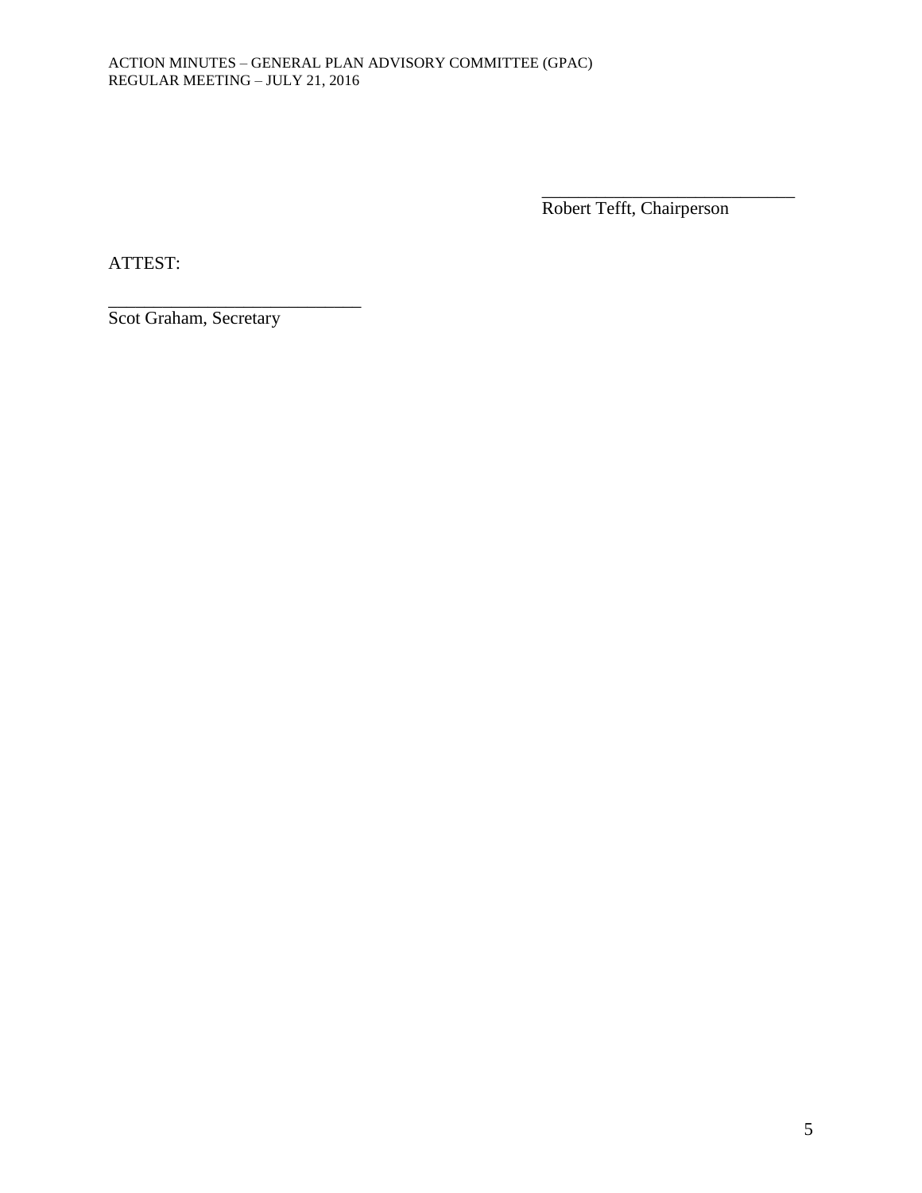\_\_\_\_\_\_\_\_\_\_\_\_\_\_\_\_\_\_\_\_\_\_\_\_\_\_\_\_\_\_
Robert Tefft, Chairperson

ATTEST:

\_\_\_\_\_\_\_\_\_\_\_\_\_\_\_\_\_\_\_\_\_\_\_\_\_\_\_\_\_\_
Scot Graham, Secretary